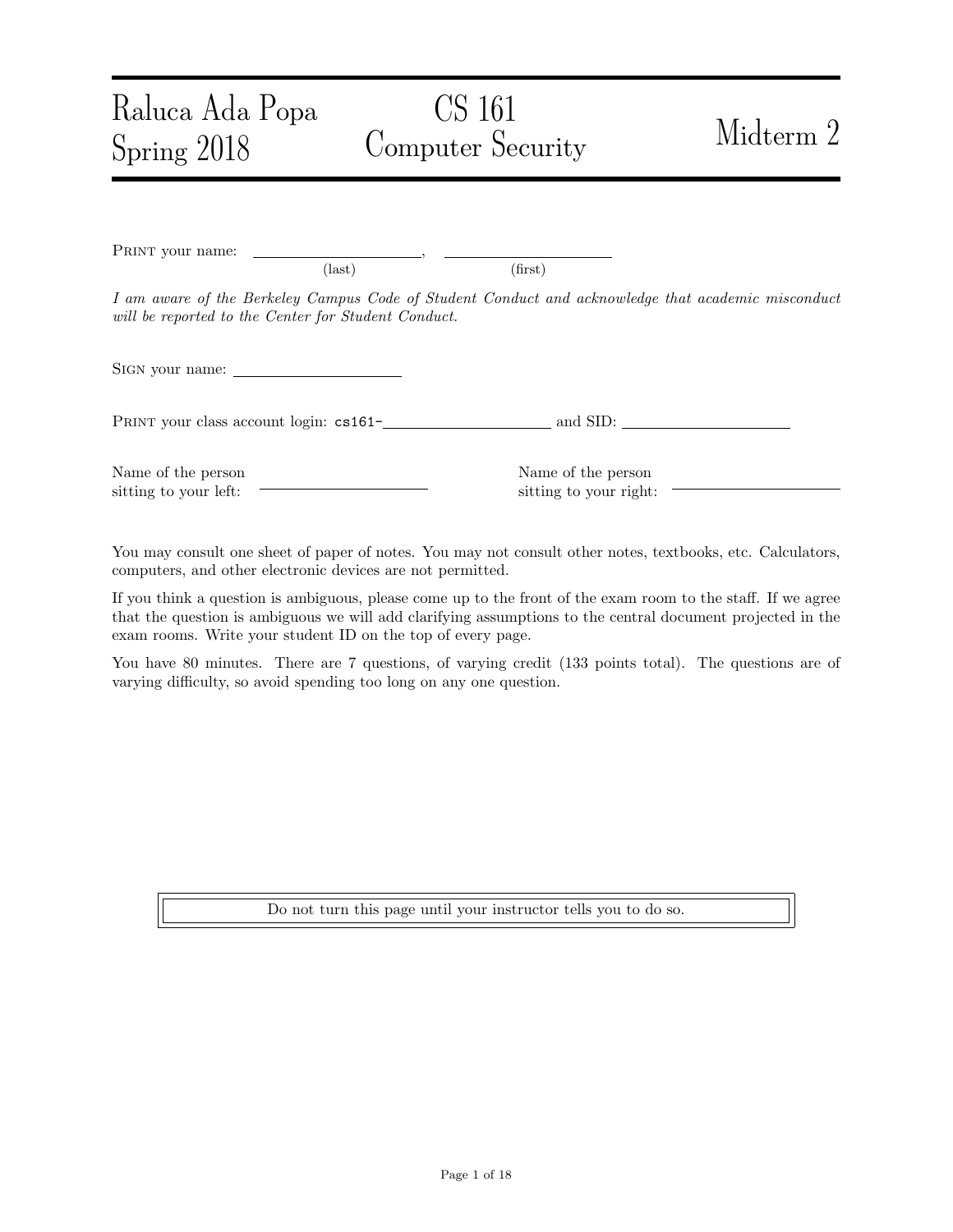# Raluca Ada Popa — Spring 2018 — CS 161 Computer Security — Midterm 2

PRINT your name: ______________________, ______________________
(last) (first)

*I am aware of the Berkeley Campus Code of Student Conduct and acknowledge that academic misconduct will be reported to the Center for Student Conduct.*

SIGN your name: ______________________

PRINT your class account login: cs161-______________________ and SID: ______________________

Name of the person sitting to your left: ______________________

Name of the person sitting to your right: ______________________

You may consult one sheet of paper of notes. You may not consult other notes, textbooks, etc. Calculators, computers, and other electronic devices are not permitted.

If you think a question is ambiguous, please come up to the front of the exam room to the staff. If we agree that the question is ambiguous we will add clarifying assumptions to the central document projected in the exam rooms. Write your student ID on the top of every page.

You have 80 minutes. There are 7 questions, of varying credit (133 points total). The questions are of varying difficulty, so avoid spending too long on any one question.

Do not turn this page until your instructor tells you to do so.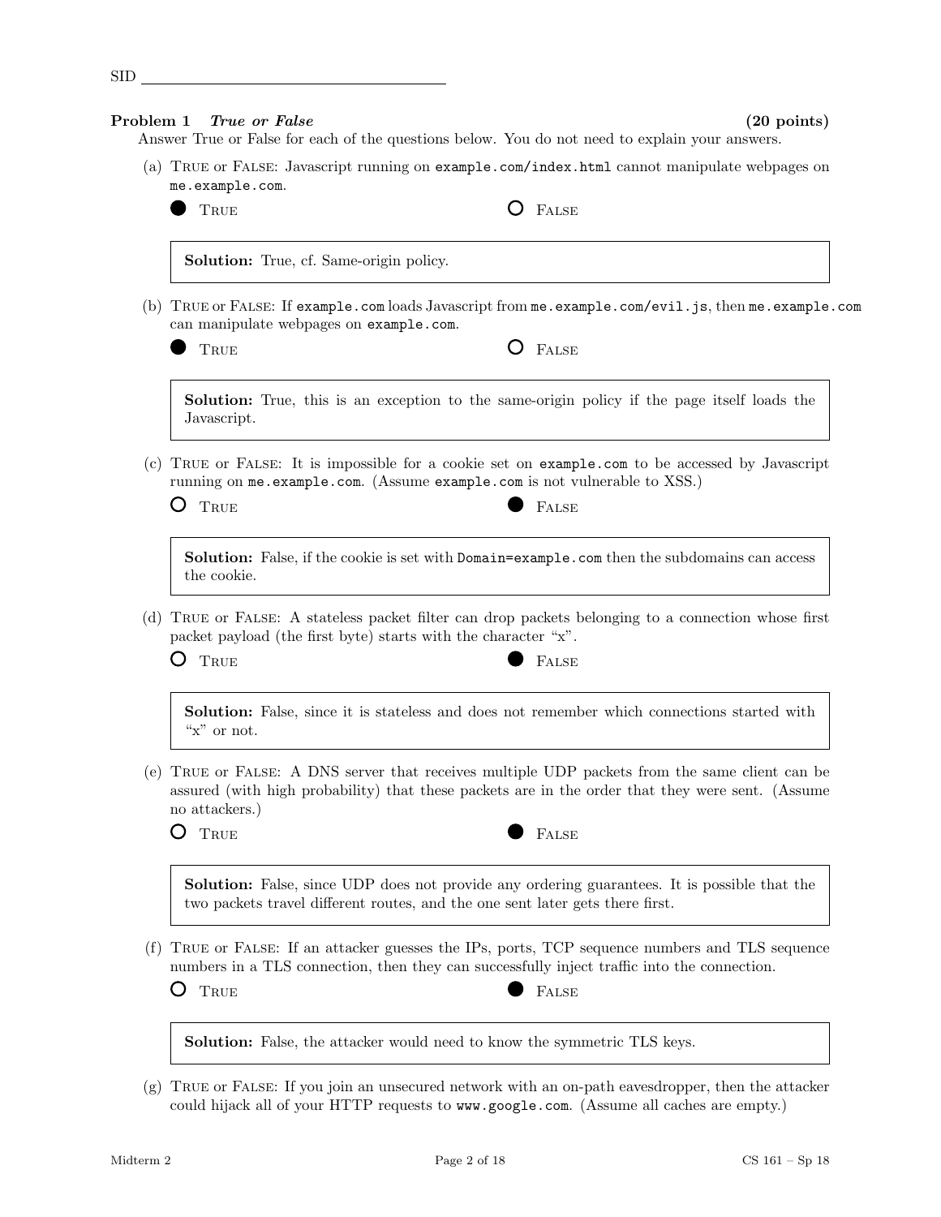SID ____________________

## Problem 1 *True or False* (20 points)

Answer True or False for each of the questions below. You do not need to explain your answers.

(a) True or False: Javascript running on `example.com/index.html` cannot manipulate webpages on `me.example.com`.

● True ○ False

> **Solution:** True, cf. Same-origin policy.

(b) True or False: If `example.com` loads Javascript from `me.example.com/evil.js`, then `me.example.com` can manipulate webpages on `example.com`.

● True ○ False

> **Solution:** True, this is an exception to the same-origin policy if the page itself loads the Javascript.

(c) True or False: It is impossible for a cookie set on `example.com` to be accessed by Javascript running on `me.example.com`. (Assume `example.com` is not vulnerable to XSS.)

○ True ● False

> **Solution:** False, if the cookie is set with `Domain=example.com` then the subdomains can access the cookie.

(d) True or False: A stateless packet filter can drop packets belonging to a connection whose first packet payload (the first byte) starts with the character "x".

○ True ● False

> **Solution:** False, since it is stateless and does not remember which connections started with "x" or not.

(e) True or False: A DNS server that receives multiple UDP packets from the same client can be assured (with high probability) that these packets are in the order that they were sent. (Assume no attackers.)

○ True ● False

> **Solution:** False, since UDP does not provide any ordering guarantees. It is possible that the two packets travel different routes, and the one sent later gets there first.

(f) True or False: If an attacker guesses the IPs, ports, TCP sequence numbers and TLS sequence numbers in a TLS connection, then they can successfully inject traffic into the connection.

○ True ● False

> **Solution:** False, the attacker would need to know the symmetric TLS keys.

(g) True or False: If you join an unsecured network with an on-path eavesdropper, then the attacker could hijack all of your HTTP requests to `www.google.com`. (Assume all caches are empty.)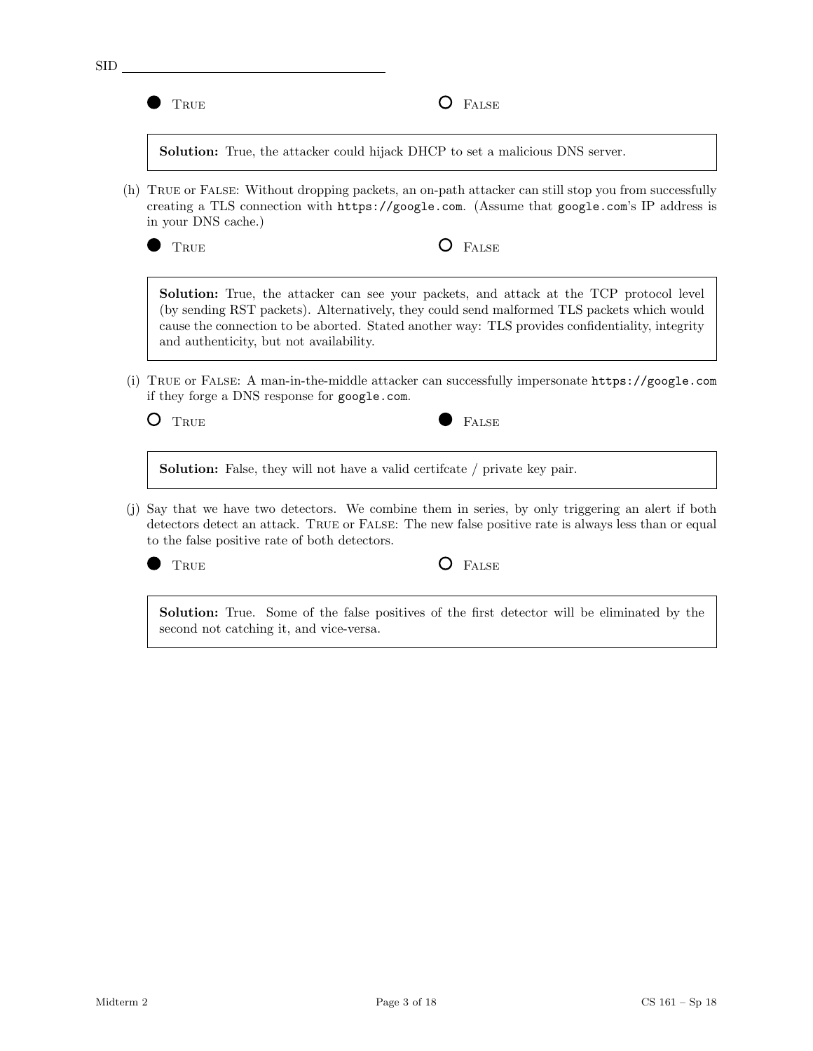SID ____________________

● True ○ False

> **Solution:** True, the attacker could hijack DHCP to set a malicious DNS server.

(h) True or False: Without dropping packets, an on-path attacker can still stop you from successfully creating a TLS connection with `https://google.com`. (Assume that `google.com`'s IP address is in your DNS cache.)

● True ○ False

> **Solution:** True, the attacker can see your packets, and attack at the TCP protocol level (by sending RST packets). Alternatively, they could send malformed TLS packets which would cause the connection to be aborted. Stated another way: TLS provides confidentiality, integrity and authenticity, but not availability.

(i) True or False: A man-in-the-middle attacker can successfully impersonate `https://google.com` if they forge a DNS response for `google.com`.

○ True ● False

> **Solution:** False, they will not have a valid certifcate / private key pair.

(j) Say that we have two detectors. We combine them in series, by only triggering an alert if both detectors detect an attack. True or False: The new false positive rate is always less than or equal to the false positive rate of both detectors.

● True ○ False

> **Solution:** True. Some of the false positives of the first detector will be eliminated by the second not catching it, and vice-versa.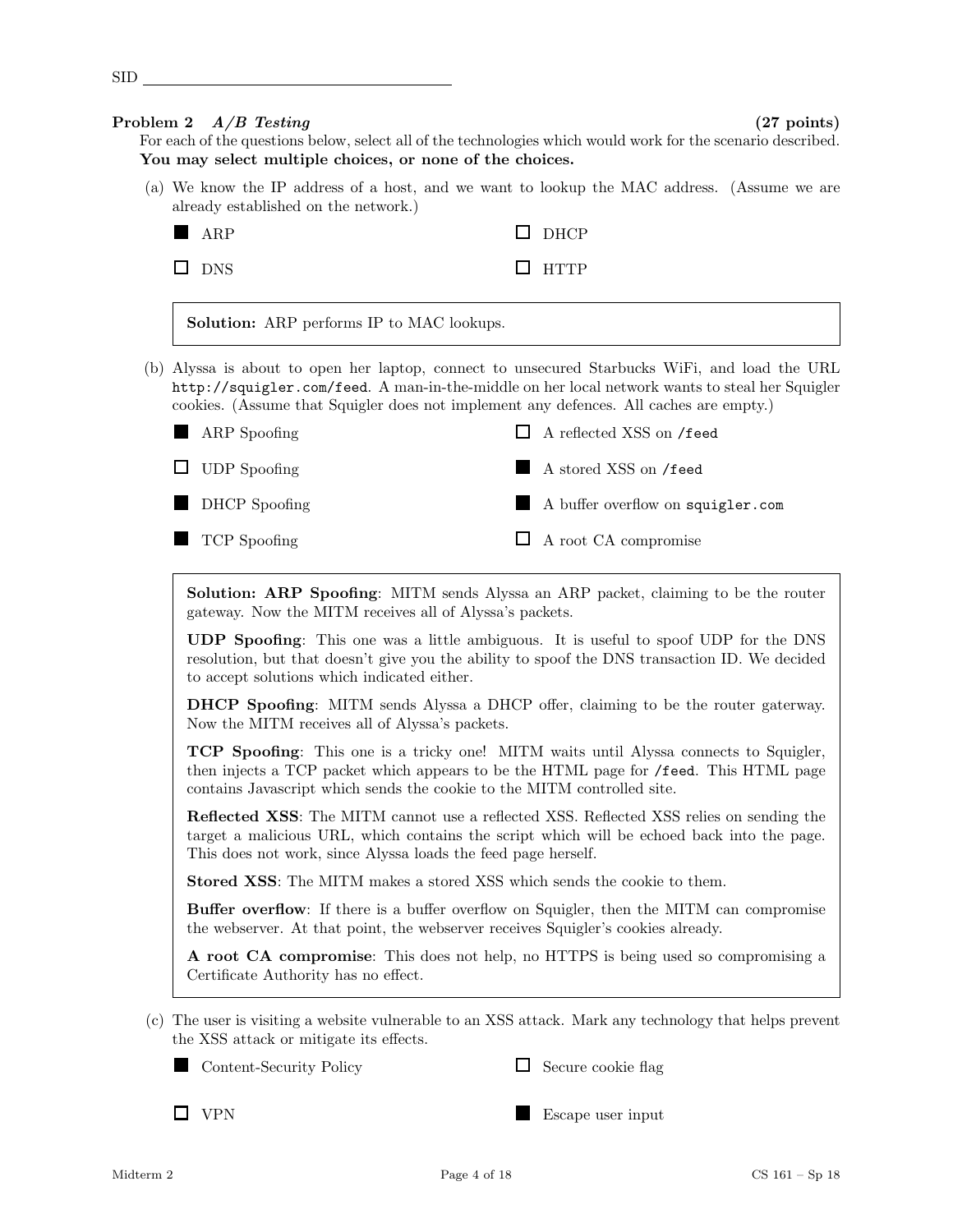SID

## Problem 2 *A/B Testing* (27 points)

For each of the questions below, select all of the technologies which would work for the scenario described. **You may select multiple choices, or none of the choices.**

(a) We know the IP address of a host, and we want to lookup the MAC address. (Assume we are already established on the network.)

- ■ ARP
- ☐ DHCP
- ☐ DNS
- ☐ HTTP

> **Solution:** ARP performs IP to MAC lookups.

(b) Alyssa is about to open her laptop, connect to unsecured Starbucks WiFi, and load the URL `http://squigler.com/feed`. A man-in-the-middle on her local network wants to steal her Squigler cookies. (Assume that Squigler does not implement any defences. All caches are empty.)

- ■ ARP Spoofing
- ☐ A reflected XSS on `/feed`
- ☐ UDP Spoofing
- ■ A stored XSS on `/feed`
- ■ DHCP Spoofing
- ■ A buffer overflow on `squigler.com`
- ■ TCP Spoofing
- ☐ A root CA compromise

> **Solution: ARP Spoofing**: MITM sends Alyssa an ARP packet, claiming to be the router gateway. Now the MITM receives all of Alyssa's packets.
>
> **UDP Spoofing**: This one was a little ambiguous. It is useful to spoof UDP for the DNS resolution, but that doesn't give you the ability to spoof the DNS transaction ID. We decided to accept solutions which indicated either.
>
> **DHCP Spoofing**: MITM sends Alyssa a DHCP offer, claiming to be the router gaterway. Now the MITM receives all of Alyssa's packets.
>
> **TCP Spoofing**: This one is a tricky one! MITM waits until Alyssa connects to Squigler, then injects a TCP packet which appears to be the HTML page for `/feed`. This HTML page contains Javascript which sends the cookie to the MITM controlled site.
>
> **Reflected XSS**: The MITM cannot use a reflected XSS. Reflected XSS relies on sending the target a malicious URL, which contains the script which will be echoed back into the page. This does not work, since Alyssa loads the feed page herself.
>
> **Stored XSS**: The MITM makes a stored XSS which sends the cookie to them.
>
> **Buffer overflow**: If there is a buffer overflow on Squigler, then the MITM can compromise the webserver. At that point, the webserver receives Squigler's cookies already.
>
> **A root CA compromise**: This does not help, no HTTPS is being used so compromising a Certificate Authority has no effect.

(c) The user is visiting a website vulnerable to an XSS attack. Mark any technology that helps prevent the XSS attack or mitigate its effects.

- ■ Content-Security Policy
- ☐ Secure cookie flag
- ☐ VPN
- ■ Escape user input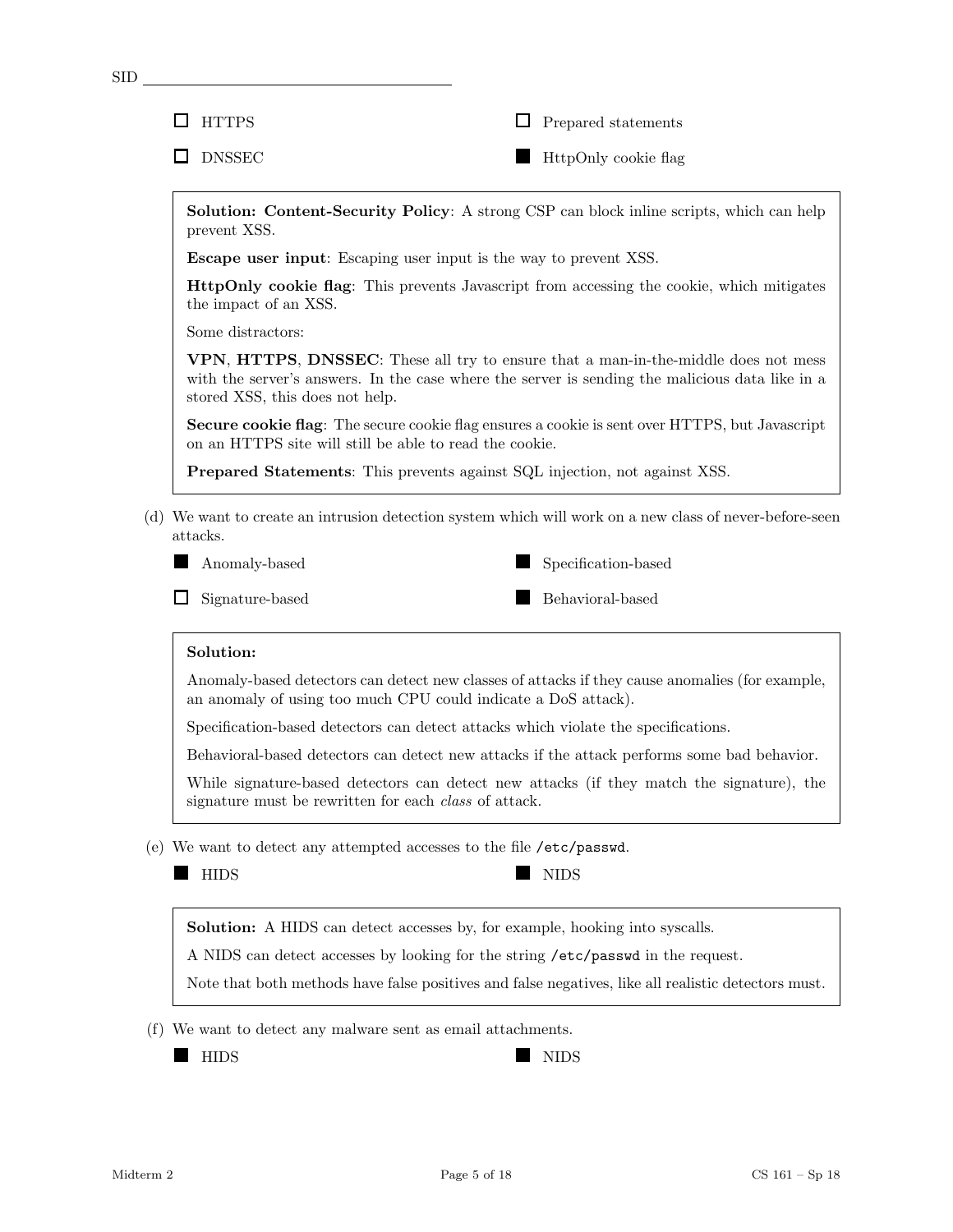- [ ] HTTPS
- [ ] Prepared statements
- [ ] DNSSEC
- [x] HttpOnly cookie flag

> **Solution: Content-Security Policy**: A strong CSP can block inline scripts, which can help prevent XSS.
>
> **Escape user input**: Escaping user input is the way to prevent XSS.
>
> **HttpOnly cookie flag**: This prevents Javascript from accessing the cookie, which mitigates the impact of an XSS.
>
> Some distractors:
>
> **VPN**, **HTTPS**, **DNSSEC**: These all try to ensure that a man-in-the-middle does not mess with the server's answers. In the case where the server is sending the malicious data like in a stored XSS, this does not help.
>
> **Secure cookie flag**: The secure cookie flag ensures a cookie is sent over HTTPS, but Javascript on an HTTPS site will still be able to read the cookie.
>
> **Prepared Statements**: This prevents against SQL injection, not against XSS.

(d) We want to create an intrusion detection system which will work on a new class of never-before-seen attacks.

- [x] Anomaly-based
- [x] Specification-based
- [ ] Signature-based
- [x] Behavioral-based

> **Solution:**
>
> Anomaly-based detectors can detect new classes of attacks if they cause anomalies (for example, an anomaly of using too much CPU could indicate a DoS attack).
>
> Specification-based detectors can detect attacks which violate the specifications.
>
> Behavioral-based detectors can detect new attacks if the attack performs some bad behavior.
>
> While signature-based detectors can detect new attacks (if they match the signature), the signature must be rewritten for each *class* of attack.

(e) We want to detect any attempted accesses to the file `/etc/passwd`.

- [x] HIDS
- [x] NIDS

> **Solution:** A HIDS can detect accesses by, for example, hooking into syscalls.
>
> A NIDS can detect accesses by looking for the string `/etc/passwd` in the request.
>
> Note that both methods have false positives and false negatives, like all realistic detectors must.

(f) We want to detect any malware sent as email attachments.

- [x] HIDS
- [x] NIDS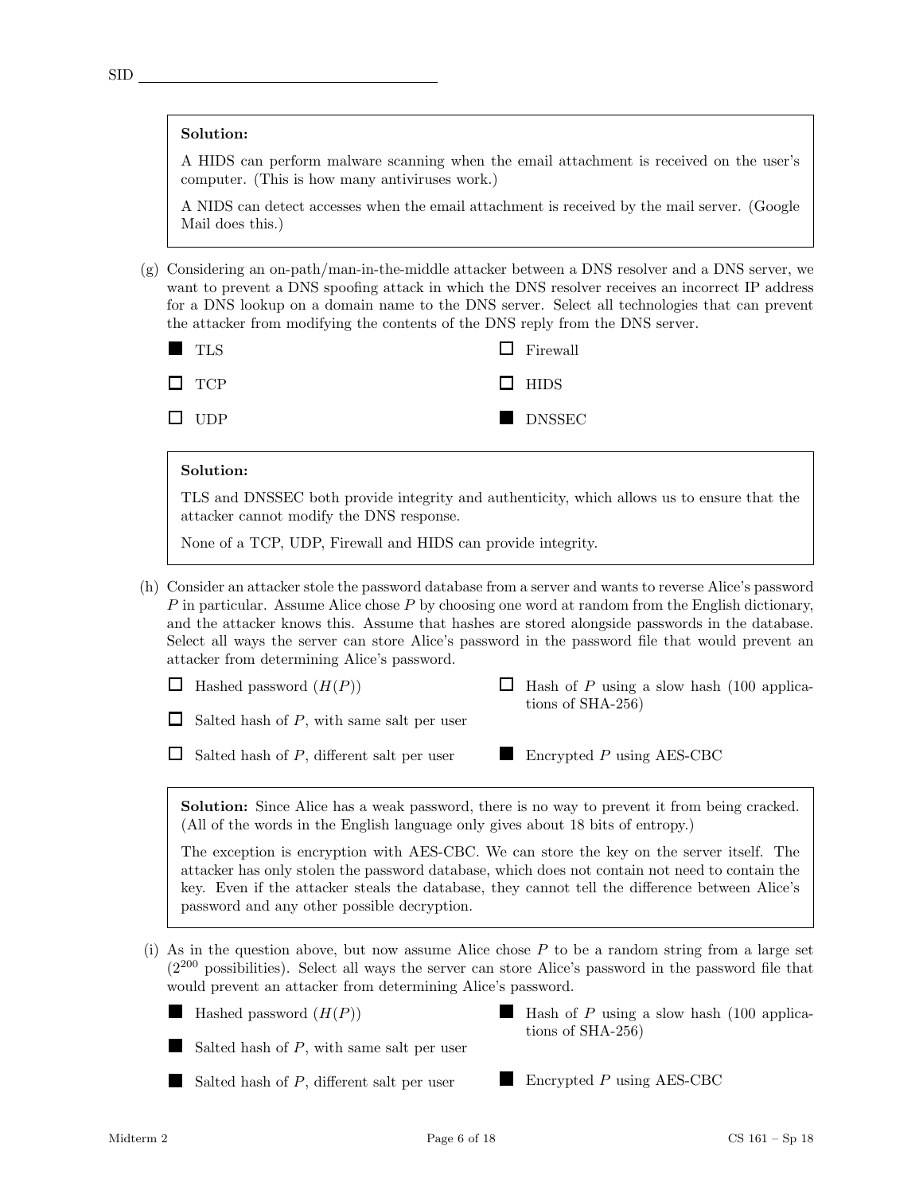SID

**Solution:**

A HIDS can perform malware scanning when the email attachment is received on the user's computer. (This is how many antiviruses work.)

A NIDS can detect accesses when the email attachment is received by the mail server. (Google Mail does this.)

(g) Considering an on-path/man-in-the-middle attacker between a DNS resolver and a DNS server, we want to prevent a DNS spoofing attack in which the DNS resolver receives an incorrect IP address for a DNS lookup on a domain name to the DNS server. Select all technologies that can prevent the attacker from modifying the contents of the DNS reply from the DNS server.

- ■ TLS
- ☐ TCP
- ☐ UDP
- ☐ Firewall
- ☐ HIDS
- ■ DNSSEC

**Solution:**

TLS and DNSSEC both provide integrity and authenticity, which allows us to ensure that the attacker cannot modify the DNS response.

None of a TCP, UDP, Firewall and HIDS can provide integrity.

(h) Consider an attacker stole the password database from a server and wants to reverse Alice's password $P$ in particular. Assume Alice chose $P$ by choosing one word at random from the English dictionary, and the attacker knows this. Assume that hashes are stored alongside passwords in the database. Select all ways the server can store Alice's password in the password file that would prevent an attacker from determining Alice's password.

- ☐ Hashed password ($H(P)$)
- ☐ Salted hash of $P$, with same salt per user
- ☐ Salted hash of $P$, different salt per user
- ☐ Hash of $P$ using a slow hash (100 applications of SHA-256)
- ■ Encrypted $P$ using AES-CBC

**Solution:** Since Alice has a weak password, there is no way to prevent it from being cracked. (All of the words in the English language only gives about 18 bits of entropy.)

The exception is encryption with AES-CBC. We can store the key on the server itself. The attacker has only stolen the password database, which does not contain not need to contain the key. Even if the attacker steals the database, they cannot tell the difference between Alice's password and any other possible decryption.

(i) As in the question above, but now assume Alice chose $P$ to be a random string from a large set ($2^{200}$ possibilities). Select all ways the server can store Alice's password in the password file that would prevent an attacker from determining Alice's password.

- ■ Hashed password ($H(P)$)
- ■ Salted hash of $P$, with same salt per user
- ■ Salted hash of $P$, different salt per user
- ■ Hash of $P$ using a slow hash (100 applications of SHA-256)
- ■ Encrypted $P$ using AES-CBC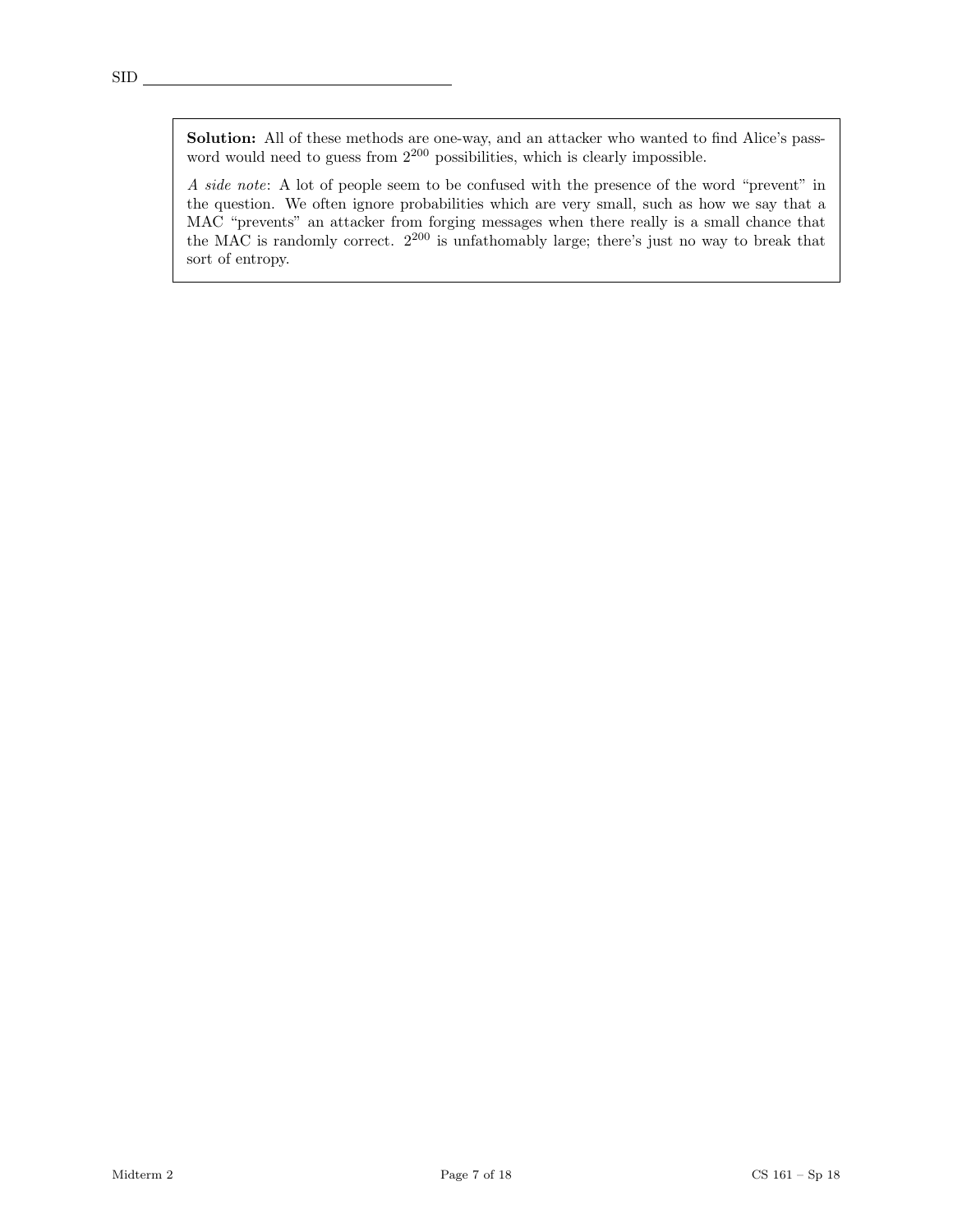**Solution:** All of these methods are one-way, and an attacker who wanted to find Alice's password would need to guess from $2^{200}$ possibilities, which is clearly impossible.

*A side note*: A lot of people seem to be confused with the presence of the word "prevent" in the question. We often ignore probabilities which are very small, such as how we say that a MAC "prevents" an attacker from forging messages when there really is a small chance that the MAC is randomly correct. $2^{200}$ is unfathomably large; there's just no way to break that sort of entropy.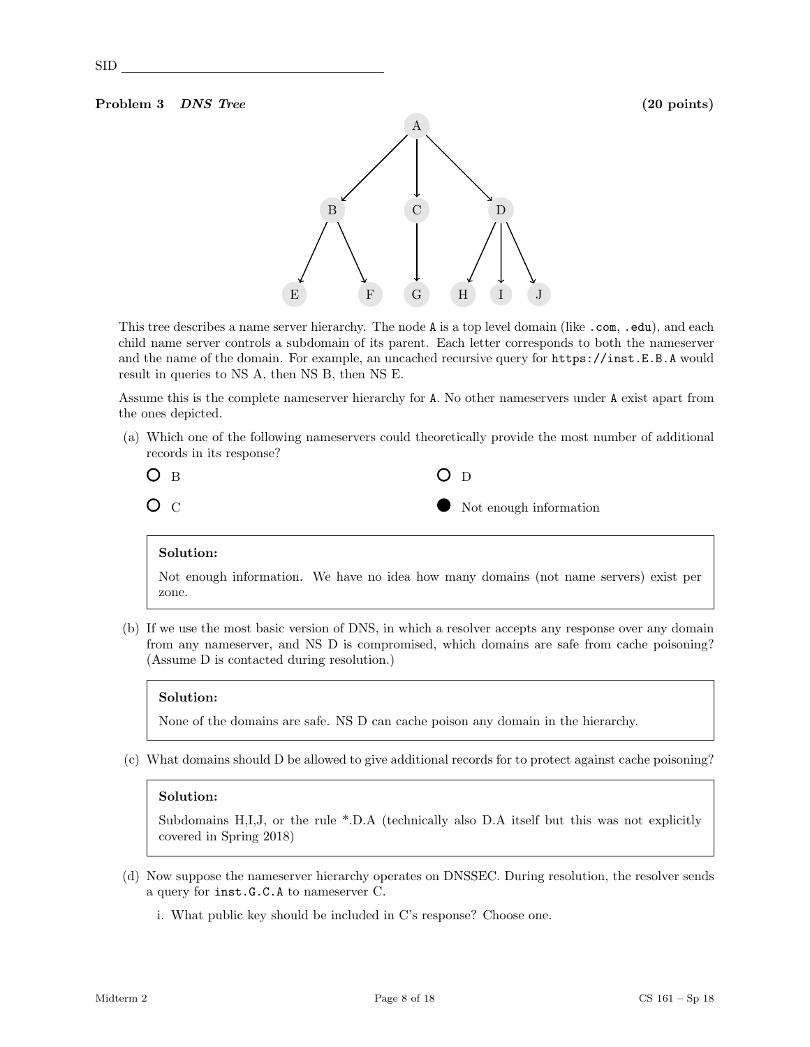SID

**Problem 3** ***DNS Tree*** **(20 points)**

This tree describes a name server hierarchy. The node `A` is a top level domain (like `.com`, `.edu`), and each child name server controls a subdomain of its parent. Each letter corresponds to both the nameserver and the name of the domain. For example, an uncached recursive query for `https://inst.E.B.A` would result in queries to NS A, then NS B, then NS E.

Assume this is the complete nameserver hierarchy for `A`. No other nameservers under `A` exist apart from the ones depicted.

(a) Which one of the following nameservers could theoretically provide the most number of additional records in its response?

- ○ B
- ○ C
- ○ D
- ● Not enough information

> **Solution:**
>
> Not enough information. We have no idea how many domains (not name servers) exist per zone.

(b) If we use the most basic version of DNS, in which a resolver accepts any response over any domain from any nameserver, and NS D is compromised, which domains are safe from cache poisoning? (Assume D is contacted during resolution.)

> **Solution:**
>
> None of the domains are safe. NS D can cache poison any domain in the hierarchy.

(c) What domains should D be allowed to give additional records for to protect against cache poisoning?

> **Solution:**
>
> Subdomains H,I,J, or the rule *.D.A (technically also D.A itself but this was not explicitly covered in Spring 2018)

(d) Now suppose the nameserver hierarchy operates on DNSSEC. During resolution, the resolver sends a query for `inst.G.C.A` to nameserver C.

i. What public key should be included in C's response? Choose one.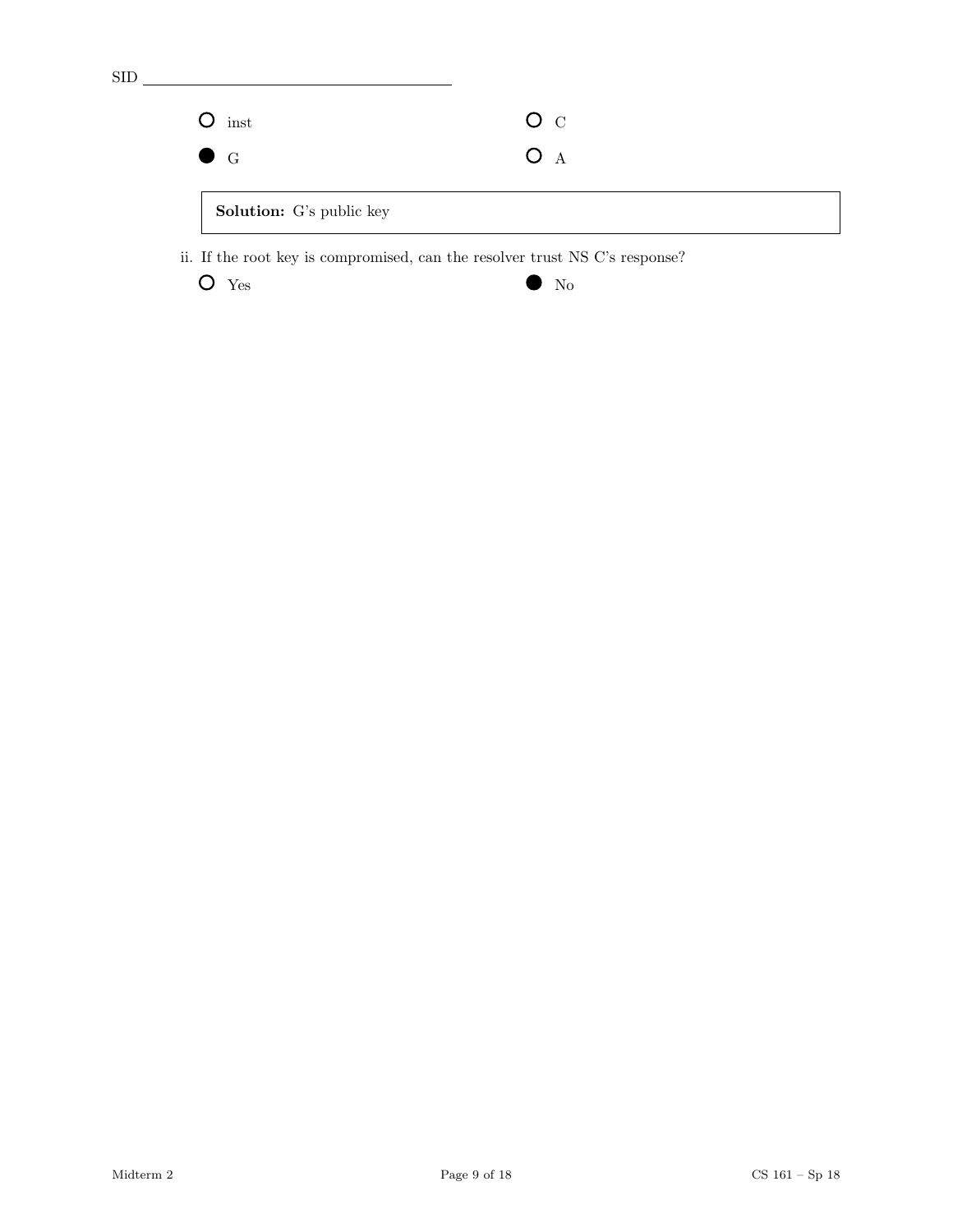SID

- ○ inst
- ● G
- ○ C
- ○ A

**Solution:** G's public key

ii. If the root key is compromised, can the resolver trust NS C's response?

- ○ Yes
- ● No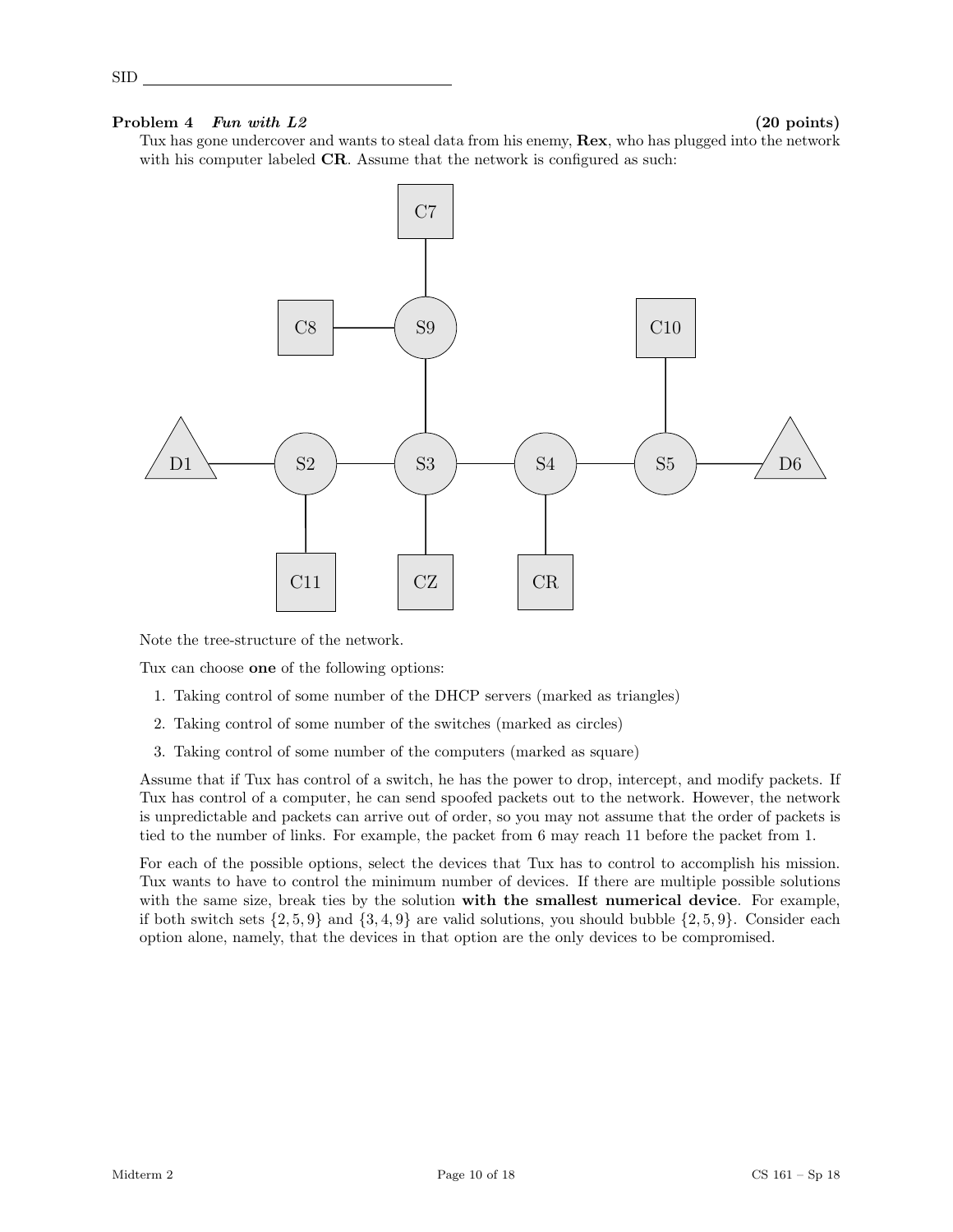SID

**Problem 4** ***Fun with L2*** **(20 points)**

Tux has gone undercover and wants to steal data from his enemy, **Rex**, who has plugged into the network with his computer labeled **CR**. Assume that the network is configured as such:

Note the tree-structure of the network.

Tux can choose **one** of the following options:

1. Taking control of some number of the DHCP servers (marked as triangles)
2. Taking control of some number of the switches (marked as circles)
3. Taking control of some number of the computers (marked as square)

Assume that if Tux has control of a switch, he has the power to drop, intercept, and modify packets. If Tux has control of a computer, he can send spoofed packets out to the network. However, the network is unpredictable and packets can arrive out of order, so you may not assume that the order of packets is tied to the number of links. For example, the packet from 6 may reach 11 before the packet from 1.

For each of the possible options, select the devices that Tux has to control to accomplish his mission. Tux wants to have to control the minimum number of devices. If there are multiple possible solutions with the same size, break ties by the solution **with the smallest numerical device**. For example, if both switch sets $\{2, 5, 9\}$ and $\{3, 4, 9\}$ are valid solutions, you should bubble $\{2, 5, 9\}$. Consider each option alone, namely, that the devices in that option are the only devices to be compromised.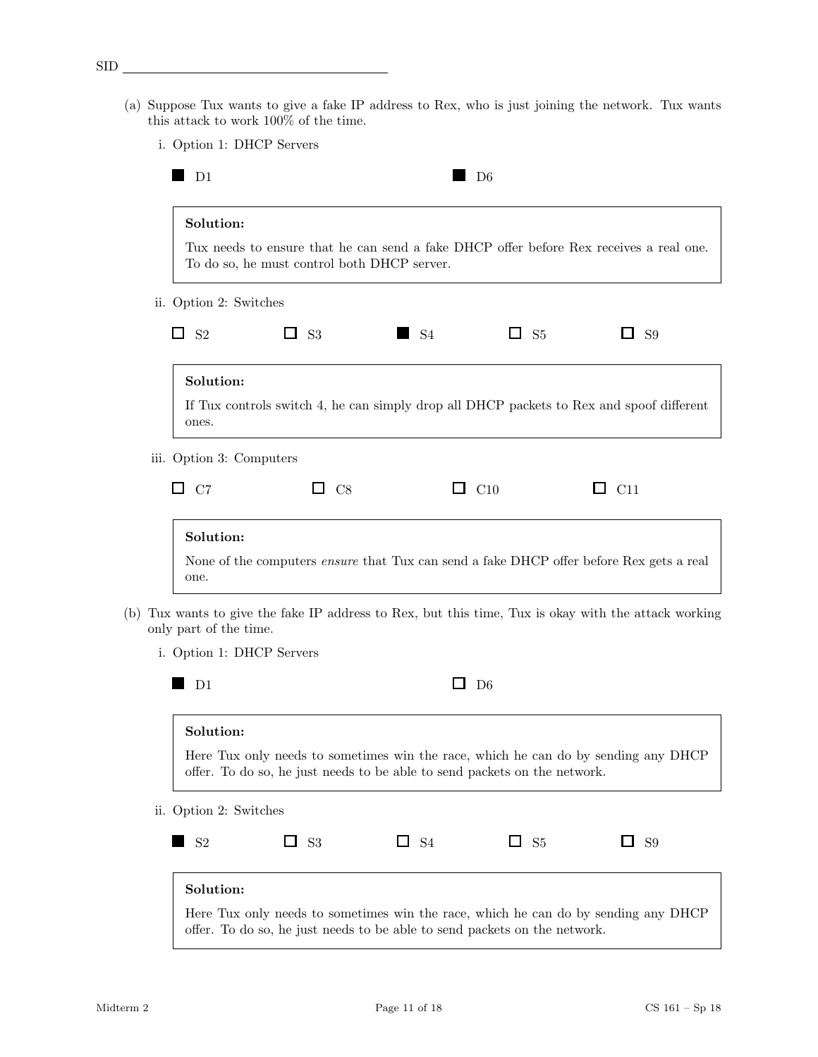SID

(a) Suppose Tux wants to give a fake IP address to Rex, who is just joining the network. Tux wants this attack to work 100% of the time.

i. Option 1: DHCP Servers

■ D1 ■ D6

**Solution:**

Tux needs to ensure that he can send a fake DHCP offer before Rex receives a real one. To do so, he must control both DHCP server.

ii. Option 2: Switches

☐ S2 ☐ S3 ■ S4 ☐ S5 ☐ S9

**Solution:**

If Tux controls switch 4, he can simply drop all DHCP packets to Rex and spoof different ones.

iii. Option 3: Computers

☐ C7 ☐ C8 ☐ C10 ☐ C11

**Solution:**

None of the computers *ensure* that Tux can send a fake DHCP offer before Rex gets a real one.

(b) Tux wants to give the fake IP address to Rex, but this time, Tux is okay with the attack working only part of the time.

i. Option 1: DHCP Servers

■ D1 ☐ D6

**Solution:**

Here Tux only needs to sometimes win the race, which he can do by sending any DHCP offer. To do so, he just needs to be able to send packets on the network.

ii. Option 2: Switches

■ S2 ☐ S3 ☐ S4 ☐ S5 ☐ S9

**Solution:**

Here Tux only needs to sometimes win the race, which he can do by sending any DHCP offer. To do so, he just needs to be able to send packets on the network.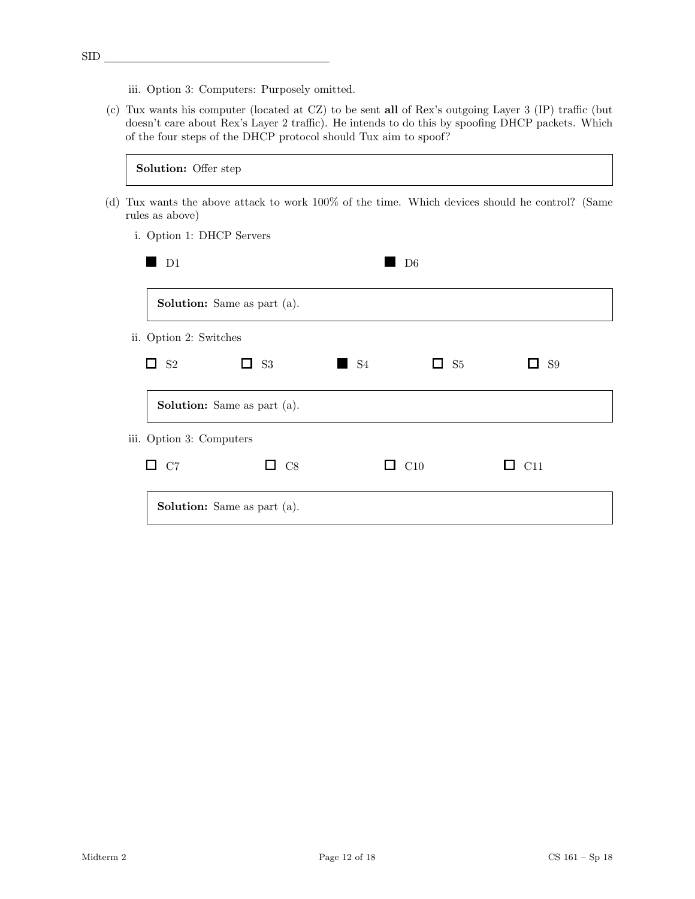iii. Option 3: Computers: Purposely omitted.

(c) Tux wants his computer (located at CZ) to be sent **all** of Rex's outgoing Layer 3 (IP) traffic (but doesn't care about Rex's Layer 2 traffic). He intends to do this by spoofing DHCP packets. Which of the four steps of the DHCP protocol should Tux aim to spoof?

> **Solution:** Offer step

(d) Tux wants the above attack to work 100% of the time. Which devices should he control? (Same rules as above)

i. Option 1: DHCP Servers

■ D1 ■ D6

> **Solution:** Same as part (a).

ii. Option 2: Switches

☐ S2 ☐ S3 ■ S4 ☐ S5 ☐ S9

> **Solution:** Same as part (a).

iii. Option 3: Computers

☐ C7 ☐ C8 ☐ C10 ☐ C11

> **Solution:** Same as part (a).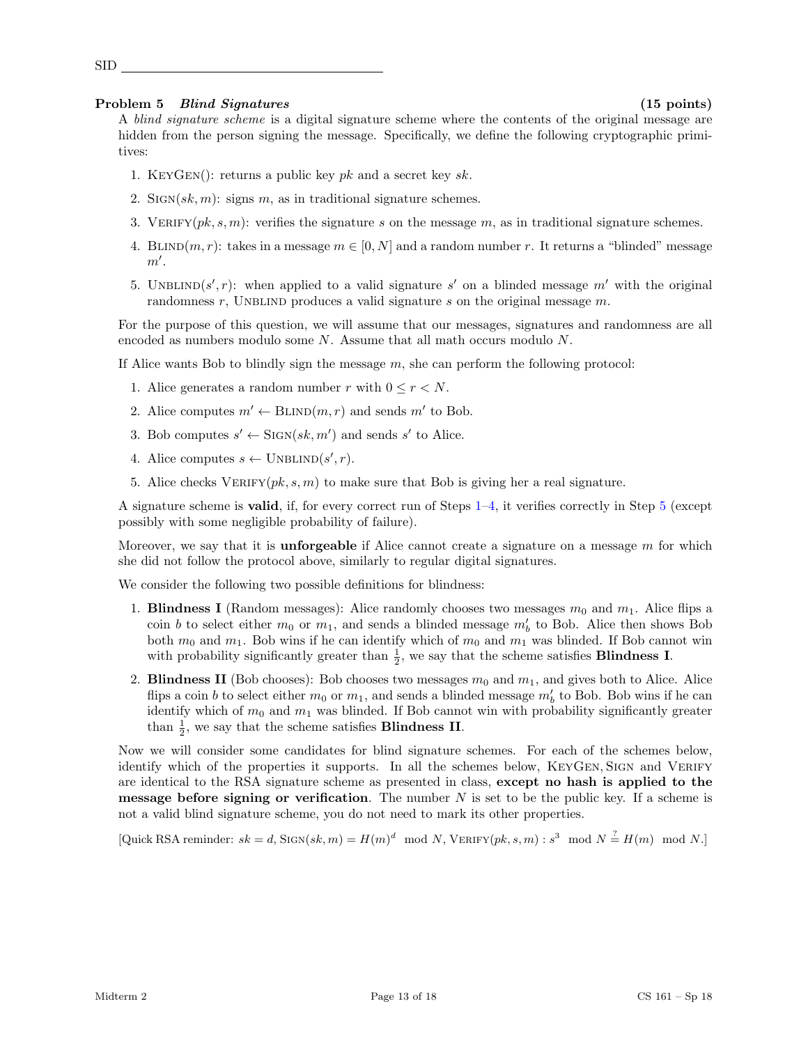SID

## Problem 5 *Blind Signatures* (15 points)

A *blind signature scheme* is a digital signature scheme where the contents of the original message are hidden from the person signing the message. Specifically, we define the following cryptographic primitives:

1. KeyGen(): returns a public key $pk$ and a secret key $sk$.
2. Sign($sk, m$): signs $m$, as in traditional signature schemes.
3. Verify($pk, s, m$): verifies the signature $s$ on the message $m$, as in traditional signature schemes.
4. Blind($m, r$): takes in a message $m \in [0, N]$ and a random number $r$. It returns a "blinded" message $m'$.
5. Unblind($s', r$): when applied to a valid signature $s'$ on a blinded message $m'$ with the original randomness $r$, Unblind produces a valid signature $s$ on the original message $m$.

For the purpose of this question, we will assume that our messages, signatures and randomness are all encoded as numbers modulo some $N$. Assume that all math occurs modulo $N$.

If Alice wants Bob to blindly sign the message $m$, she can perform the following protocol:

1. Alice generates a random number $r$ with $0 \leq r < N$.
2. Alice computes $m' \leftarrow$ Blind($m, r$) and sends $m'$ to Bob.
3. Bob computes $s' \leftarrow$ Sign($sk, m'$) and sends $s'$ to Alice.
4. Alice computes $s \leftarrow$ Unblind($s', r$).
5. Alice checks Verify($pk, s, m$) to make sure that Bob is giving her a real signature.

A signature scheme is **valid**, if, for every correct run of Steps 1–4, it verifies correctly in Step 5 (except possibly with some negligible probability of failure).

Moreover, we say that it is **unforgeable** if Alice cannot create a signature on a message $m$ for which she did not follow the protocol above, similarly to regular digital signatures.

We consider the following two possible definitions for blindness:

1. **Blindness I** (Random messages): Alice randomly chooses two messages $m_0$ and $m_1$. Alice flips a coin $b$ to select either $m_0$ or $m_1$, and sends a blinded message $m'_b$ to Bob. Alice then shows Bob both $m_0$ and $m_1$. Bob wins if he can identify which of $m_0$ and $m_1$ was blinded. If Bob cannot win with probability significantly greater than $\frac{1}{2}$, we say that the scheme satisfies **Blindness I**.
2. **Blindness II** (Bob chooses): Bob chooses two messages $m_0$ and $m_1$, and gives both to Alice. Alice flips a coin $b$ to select either $m_0$ or $m_1$, and sends a blinded message $m'_b$ to Bob. Bob wins if he can identify which of $m_0$ and $m_1$ was blinded. If Bob cannot win with probability significantly greater than $\frac{1}{2}$, we say that the scheme satisfies **Blindness II**.

Now we will consider some candidates for blind signature schemes. For each of the schemes below, identify which of the properties it supports. In all the schemes below, KeyGen, Sign and Verify are identical to the RSA signature scheme as presented in class, **except no hash is applied to the message before signing or verification**. The number $N$ is set to be the public key. If a scheme is not a valid blind signature scheme, you do not need to mark its other properties.

[Quick RSA reminder: $sk = d$, Sign$(sk, m) = H(m)^d \mod N$, Verify$(pk, s, m) : s^3 \mod N \stackrel{?}{=} H(m) \mod N$.]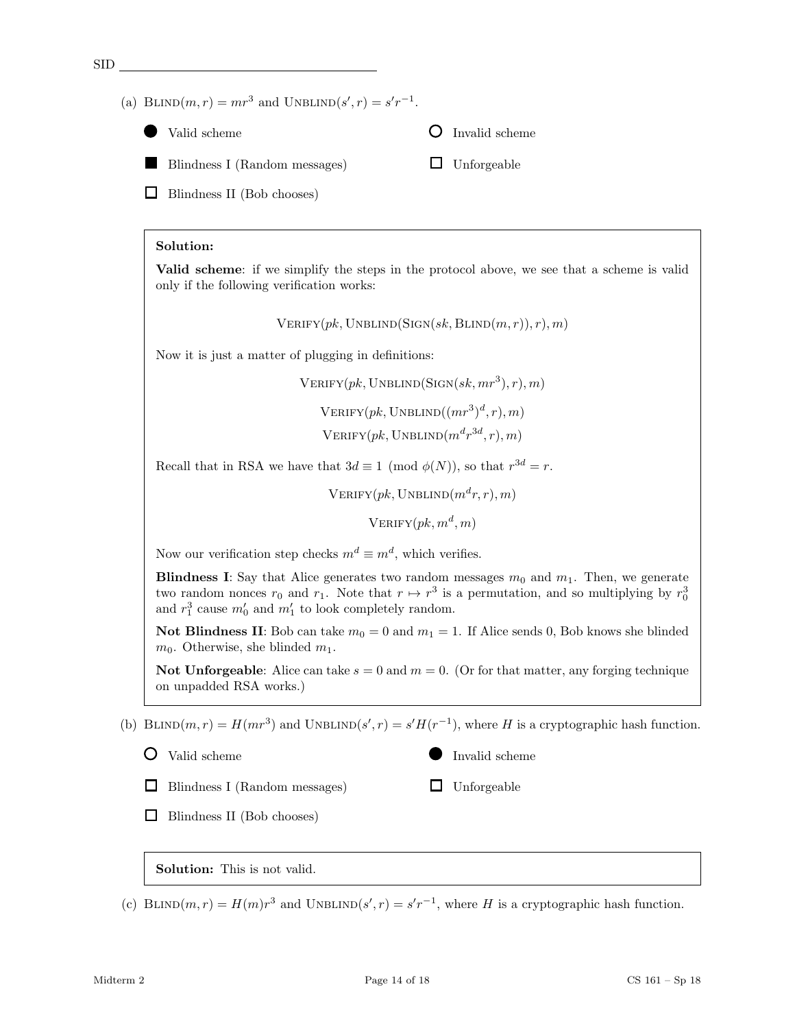(a) $\text{BLIND}(m, r) = mr^3$ and $\text{UNBLIND}(s', r) = s'r^{-1}$.

- ● Valid scheme
- ○ Invalid scheme
- ■ Blindness I (Random messages)
- □ Unforgeable
- □ Blindness II (Bob chooses)

**Solution:**

**Valid scheme**: if we simplify the steps in the protocol above, we see that a scheme is valid only if the following verification works:

$$\text{VERIFY}(pk, \text{UNBLIND}(\text{SIGN}(sk, \text{BLIND}(m, r)), r), m)$$

Now it is just a matter of plugging in definitions:

$$\text{VERIFY}(pk, \text{UNBLIND}(\text{SIGN}(sk, mr^3), r), m)$$

$$\text{VERIFY}(pk, \text{UNBLIND}((mr^3)^d, r), m)$$

$$\text{VERIFY}(pk, \text{UNBLIND}(m^d r^{3d}, r), m)$$

Recall that in RSA we have that $3d \equiv 1 \pmod{\phi(N)}$, so that $r^{3d} = r$.

$$\text{VERIFY}(pk, \text{UNBLIND}(m^d r, r), m)$$

$$\text{VERIFY}(pk, m^d, m)$$

Now our verification step checks $m^d \equiv m^d$, which verifies.

**Blindness I**: Say that Alice generates two random messages $m_0$ and $m_1$. Then, we generate two random nonces $r_0$ and $r_1$. Note that $r \mapsto r^3$ is a permutation, and so multiplying by $r_0^3$ and $r_1^3$ cause $m_0'$ and $m_1'$ to look completely random.

**Not Blindness II**: Bob can take $m_0 = 0$ and $m_1 = 1$. If Alice sends 0, Bob knows she blinded $m_0$. Otherwise, she blinded $m_1$.

**Not Unforgeable**: Alice can take $s = 0$ and $m = 0$. (Or for that matter, any forging technique on unpadded RSA works.)

(b) $\text{BLIND}(m, r) = H(mr^3)$ and $\text{UNBLIND}(s', r) = s'H(r^{-1})$, where $H$ is a cryptographic hash function.

- ○ Valid scheme
- ● Invalid scheme
- □ Blindness I (Random messages)
- □ Unforgeable
- □ Blindness II (Bob chooses)

**Solution:** This is not valid.

(c) $\text{BLIND}(m, r) = H(m)r^3$ and $\text{UNBLIND}(s', r) = s'r^{-1}$, where $H$ is a cryptographic hash function.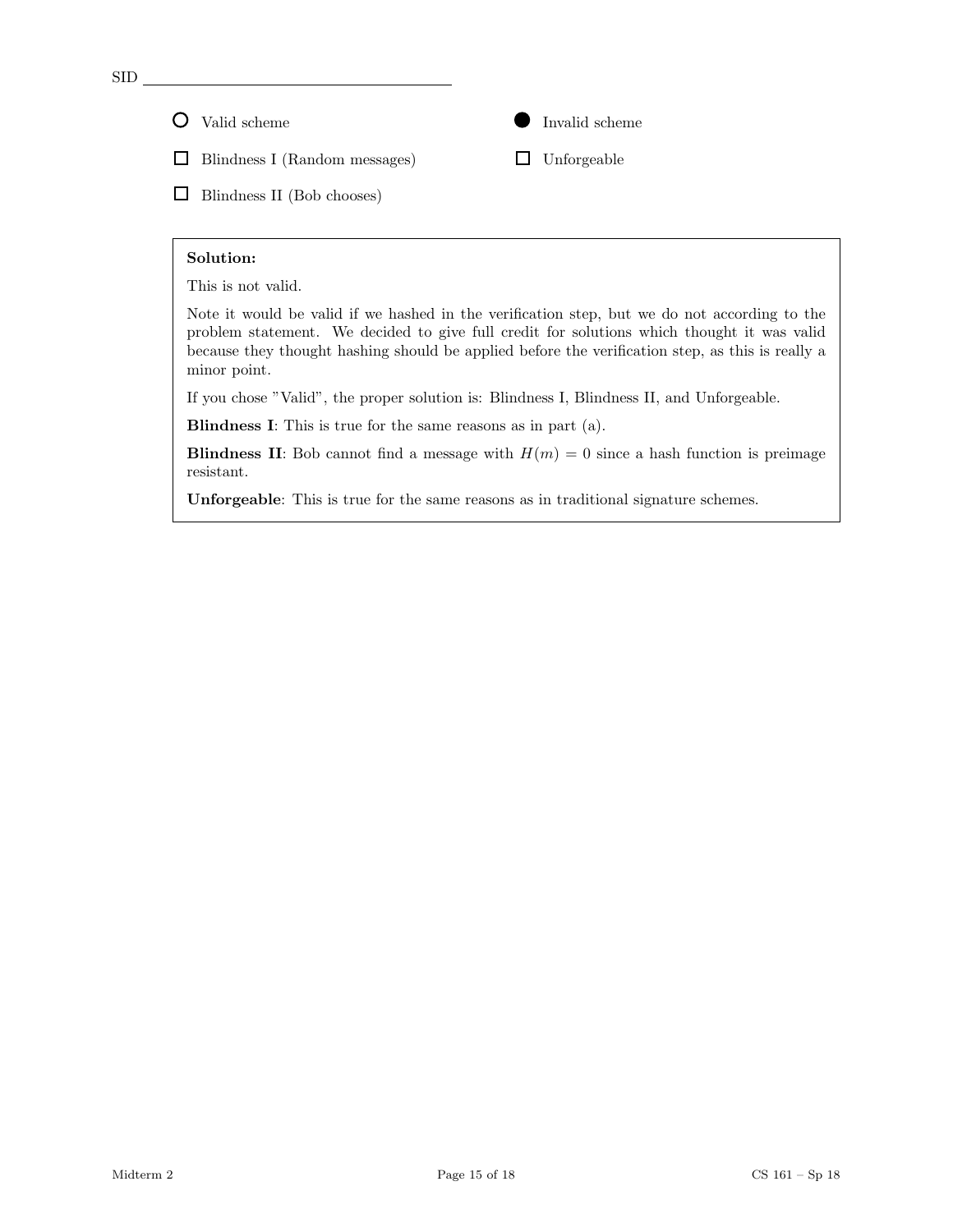SID

○ Valid scheme    ● Invalid scheme

☐ Blindness I (Random messages)    ☐ Unforgeable

☐ Blindness II (Bob chooses)

**Solution:**

This is not valid.

Note it would be valid if we hashed in the verification step, but we do not according to the problem statement. We decided to give full credit for solutions which thought it was valid because they thought hashing should be applied before the verification step, as this is really a minor point.

If you chose "Valid", the proper solution is: Blindness I, Blindness II, and Unforgeable.

**Blindness I**: This is true for the same reasons as in part (a).

**Blindness II**: Bob cannot find a message with $H(m) = 0$ since a hash function is preimage resistant.

**Unforgeable**: This is true for the same reasons as in traditional signature schemes.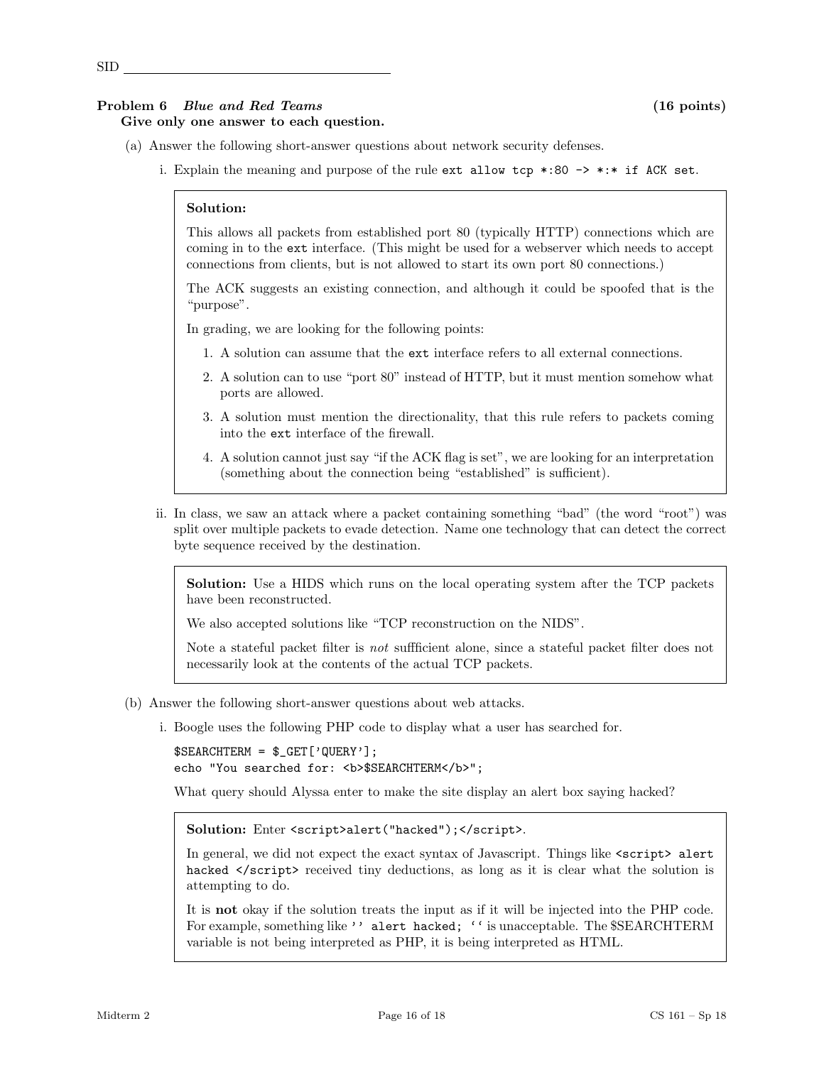SID ________________________________

**Problem 6** *Blue and Red Teams* **(16 points)**

**Give only one answer to each question.**

(a) Answer the following short-answer questions about network security defenses.

i. Explain the meaning and purpose of the rule `ext allow tcp *:80 -> *:* if ACK set`.

> **Solution:**
>
> This allows all packets from established port 80 (typically HTTP) connections which are coming in to the `ext` interface. (This might be used for a webserver which needs to accept connections from clients, but is not allowed to start its own port 80 connections.)
>
> The ACK suggests an existing connection, and although it could be spoofed that is the "purpose".
>
> In grading, we are looking for the following points:
>
> 1. A solution can assume that the `ext` interface refers to all external connections.
> 2. A solution can to use "port 80" instead of HTTP, but it must mention somehow what ports are allowed.
> 3. A solution must mention the directionality, that this rule refers to packets coming into the `ext` interface of the firewall.
> 4. A solution cannot just say "if the ACK flag is set", we are looking for an interpretation (something about the connection being "established" is sufficient).

ii. In class, we saw an attack where a packet containing something "bad" (the word "root") was split over multiple packets to evade detection. Name one technology that can detect the correct byte sequence received by the destination.

> **Solution:** Use a HIDS which runs on the local operating system after the TCP packets have been reconstructed.
>
> We also accepted solutions like "TCP reconstruction on the NIDS".
>
> Note a stateful packet filter is *not* suffficient alone, since a stateful packet filter does not necessarily look at the contents of the actual TCP packets.

(b) Answer the following short-answer questions about web attacks.

i. Boogle uses the following PHP code to display what a user has searched for.

```
$SEARCHTERM = $_GET['QUERY'];
echo "You searched for: <b>$SEARCHTERM</b>";
```

What query should Alyssa enter to make the site display an alert box saying hacked?

> **Solution:** Enter `<script>alert("hacked");</script>`.
>
> In general, we did not expect the exact syntax of Javascript. Things like `<script> alert hacked </script>` received tiny deductions, as long as it is clear what the solution is attempting to do.
>
> It is **not** okay if the solution treats the input as if it will be injected into the PHP code. For example, something like `'' alert hacked; ''` is unacceptable. The $SEARCHTERM variable is not being interpreted as PHP, it is being interpreted as HTML.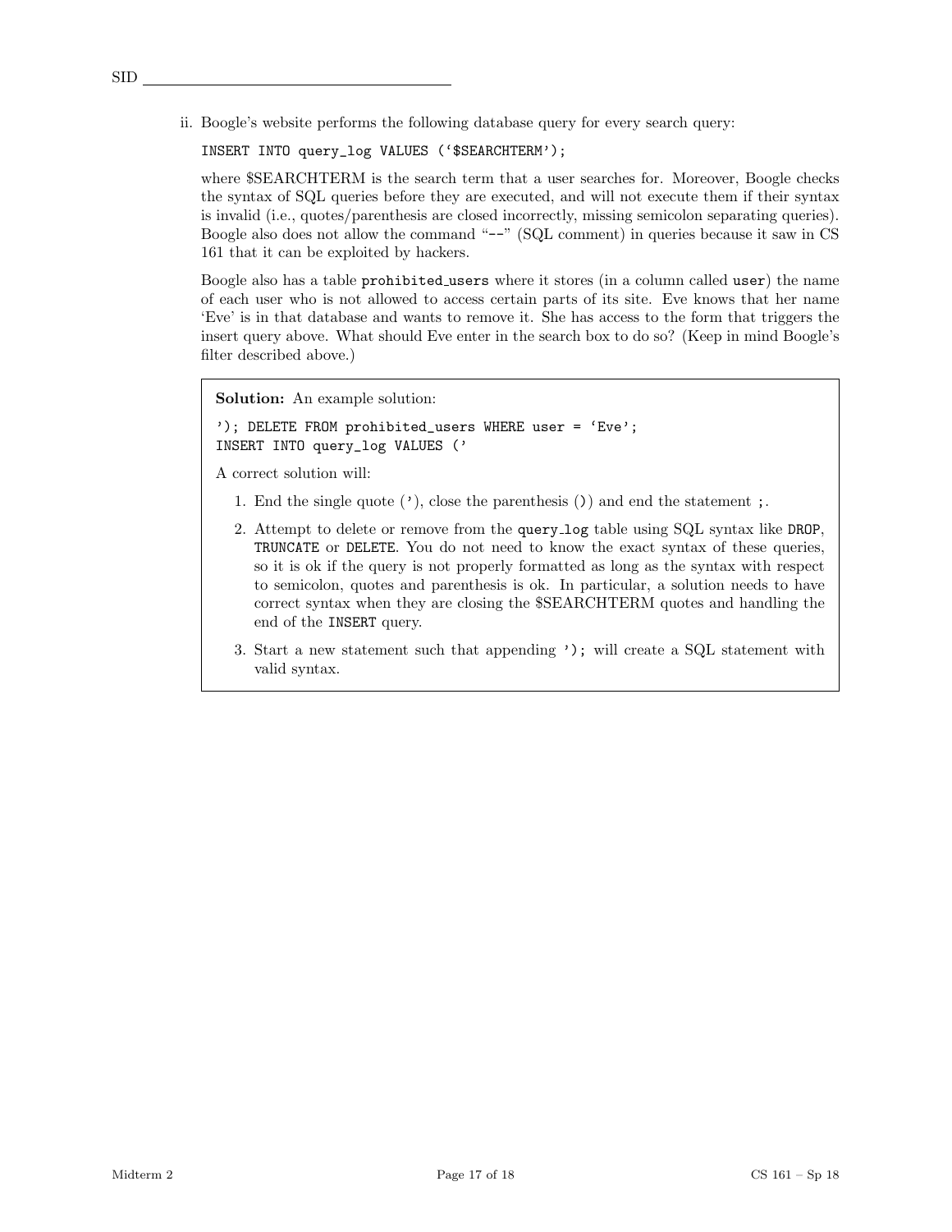ii. Boogle's website performs the following database query for every search query:

```
INSERT INTO query_log VALUES ('$SEARCHTERM');
```

where \$SEARCHTERM is the search term that a user searches for. Moreover, Boogle checks the syntax of SQL queries before they are executed, and will not execute them if their syntax is invalid (i.e., quotes/parenthesis are closed incorrectly, missing semicolon separating queries). Boogle also does not allow the command "--" (SQL comment) in queries because it saw in CS 161 that it can be exploited by hackers.

Boogle also has a table `prohibited_users` where it stores (in a column called `user`) the name of each user who is not allowed to access certain parts of its site. Eve knows that her name 'Eve' is in that database and wants to remove it. She has access to the form that triggers the insert query above. What should Eve enter in the search box to do so? (Keep in mind Boogle's filter described above.)

**Solution:** An example solution:

```
'); DELETE FROM prohibited_users WHERE user = 'Eve';
INSERT INTO query_log VALUES ('
```

A correct solution will:

1. End the single quote ('), close the parenthesis ()) and end the statement ;.
2. Attempt to delete or remove from the `query_log` table using SQL syntax like `DROP`, `TRUNCATE` or `DELETE`. You do not need to know the exact syntax of these queries, so it is ok if the query is not properly formatted as long as the syntax with respect to semicolon, quotes and parenthesis is ok. In particular, a solution needs to have correct syntax when they are closing the \$SEARCHTERM quotes and handling the end of the `INSERT` query.
3. Start a new statement such that appending `');` will create a SQL statement with valid syntax.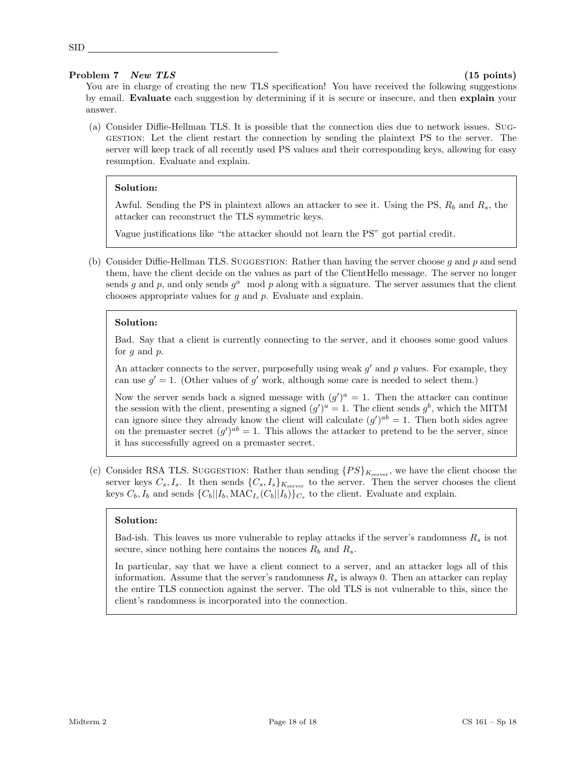SID

**Problem 7** ***New TLS*** **(15 points)**

You are in charge of creating the new TLS specification! You have received the following suggestions by email. **Evaluate** each suggestion by determining if it is secure or insecure, and then **explain** your answer.

(a) Consider Diffie-Hellman TLS. It is possible that the connection dies due to network issues. SUGGESTION: Let the client restart the connection by sending the plaintext PS to the server. The server will keep track of all recently used PS values and their corresponding keys, allowing for easy resumption. Evaluate and explain.

> **Solution:**
>
> Awful. Sending the PS in plaintext allows an attacker to see it. Using the PS, $R_b$ and $R_s$, the attacker can reconstruct the TLS symmetric keys.
>
> Vague justifications like "the attacker should not learn the PS" got partial credit.

(b) Consider Diffie-Hellman TLS. SUGGESTION: Rather than having the server choose $g$ and $p$ and send them, have the client decide on the values as part of the ClientHello message. The server no longer sends $g$ and $p$, and only sends $g^a \mod p$ along with a signature. The server assumes that the client chooses appropriate values for $g$ and $p$. Evaluate and explain.

> **Solution:**
>
> Bad. Say that a client is currently connecting to the server, and it chooses some good values for $g$ and $p$.
>
> An attacker connects to the server, purposefully using weak $g'$ and $p$ values. For example, they can use $g' = 1$. (Other values of $g'$ work, although some care is needed to select them.)
>
> Now the server sends back a signed message with $(g')^a = 1$. Then the attacker can continue the session with the client, presenting a signed $(g')^a = 1$. The client sends $g^b$, which the MITM can ignore since they already know the client will calculate $(g')^{ab} = 1$. Then both sides agree on the premaster secret $(g')^{ab} = 1$. This allows the attacker to pretend to be the server, since it has successfully agreed on a premaster secret.

(c) Consider RSA TLS. SUGGESTION: Rather than sending $\{PS\}_{K_{\text{server}}}$, we have the client choose the server keys $C_s, I_s$. It then sends $\{C_s, I_s\}_{K_{\text{server}}}$ to the server. Then the server chooses the client keys $C_b, I_b$ and sends $\{C_b||I_b, \text{MAC}_{I_s}(C_b||I_b)\}_{C_s}$ to the client. Evaluate and explain.

> **Solution:**
>
> Bad-ish. This leaves us more vulnerable to replay attacks if the server's randomness $R_s$ is not secure, since nothing here contains the nonces $R_b$ and $R_s$.
>
> In particular, say that we have a client connect to a server, and an attacker logs all of this information. Assume that the server's randomness $R_s$ is always 0. Then an attacker can replay the entire TLS connection against the server. The old TLS is not vulnerable to this, since the client's randomness is incorporated into the connection.